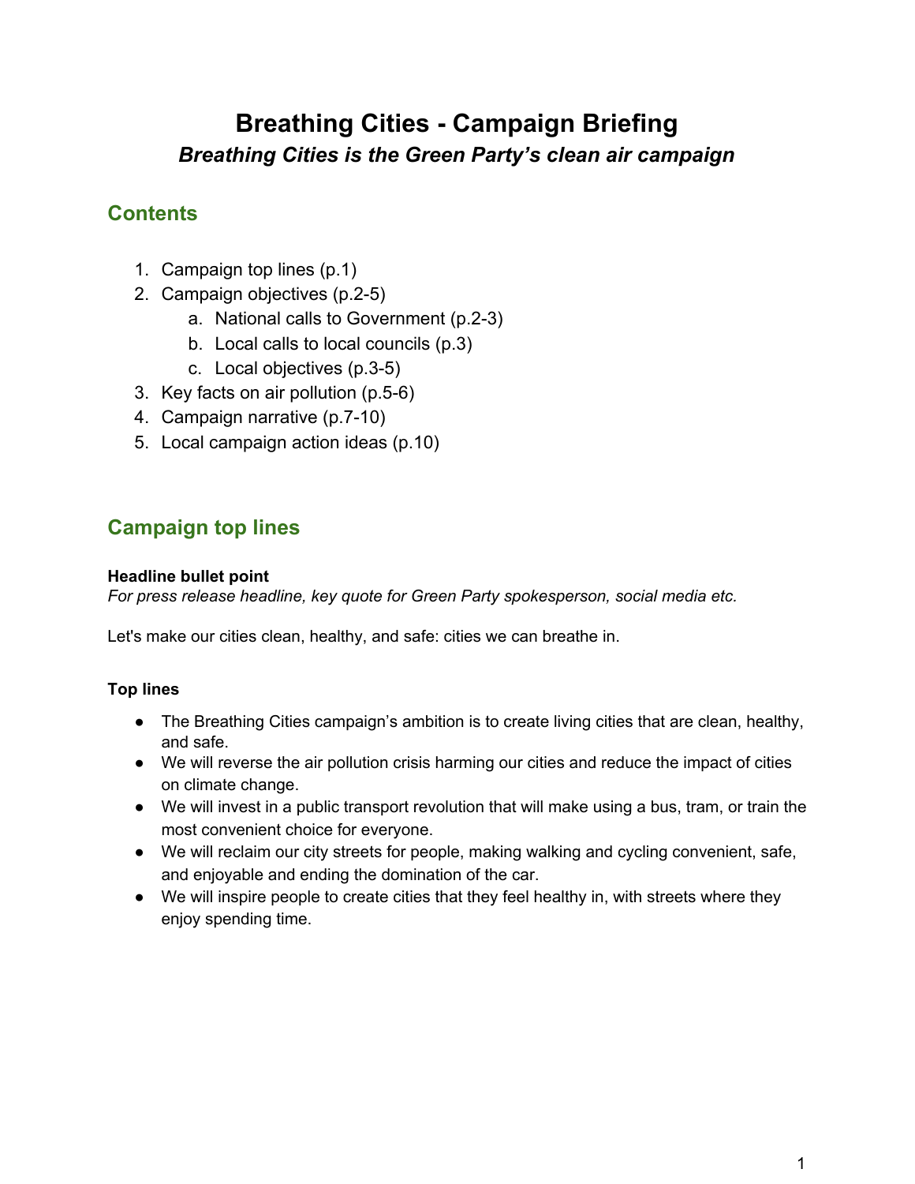# Breathing Cities - Campaign Briefing

***Breathing Cities is the Green Party's clean air campaign***

## Contents

1. Campaign top lines (p.1)
2. Campaign objectives (p.2-5)
    a. National calls to Government (p.2-3)
    b. Local calls to local councils (p.3)
    c. Local objectives (p.3-5)
3. Key facts on air pollution (p.5-6)
4. Campaign narrative (p.7-10)
5. Local campaign action ideas (p.10)

## Campaign top lines

**Headline bullet point**

*For press release headline, key quote for Green Party spokesperson, social media etc.*

Let's make our cities clean, healthy, and safe: cities we can breathe in.

**Top lines**

- The Breathing Cities campaign's ambition is to create living cities that are clean, healthy, and safe.
- We will reverse the air pollution crisis harming our cities and reduce the impact of cities on climate change.
- We will invest in a public transport revolution that will make using a bus, tram, or train the most convenient choice for everyone.
- We will reclaim our city streets for people, making walking and cycling convenient, safe, and enjoyable and ending the domination of the car.
- We will inspire people to create cities that they feel healthy in, with streets where they enjoy spending time.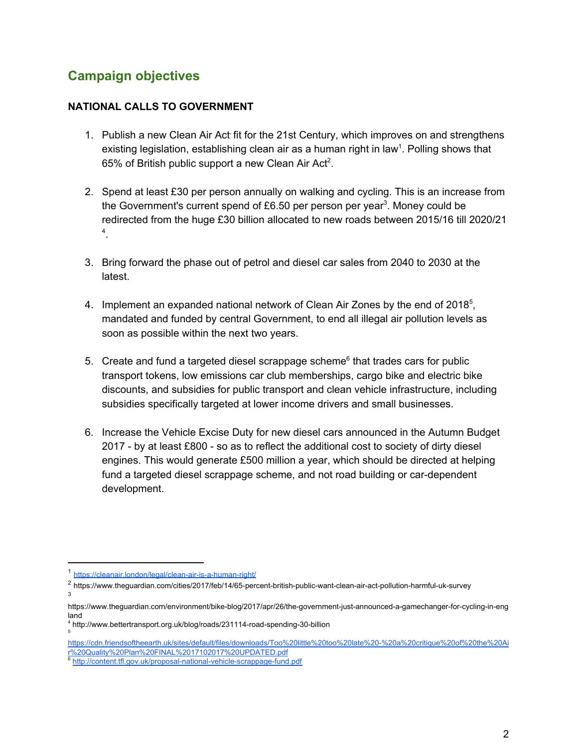## Campaign objectives

**NATIONAL CALLS TO GOVERNMENT**

1. Publish a new Clean Air Act fit for the 21st Century, which improves on and strengthens existing legislation, establishing clean air as a human right in law[1]. Polling shows that 65% of British public support a new Clean Air Act[2].

2. Spend at least £30 per person annually on walking and cycling. This is an increase from the Government's current spend of £6.50 per person per year[3]. Money could be redirected from the huge £30 billion allocated to new roads between 2015/16 till 2020/21 [4].

3. Bring forward the phase out of petrol and diesel car sales from 2040 to 2030 at the latest.

4. Implement an expanded national network of Clean Air Zones by the end of 2018[5], mandated and funded by central Government, to end all illegal air pollution levels as soon as possible within the next two years.

5. Create and fund a targeted diesel scrappage scheme[6] that trades cars for public transport tokens, low emissions car club memberships, cargo bike and electric bike discounts, and subsidies for public transport and clean vehicle infrastructure, including subsidies specifically targeted at lower income drivers and small businesses.

6. Increase the Vehicle Excise Duty for new diesel cars announced in the Autumn Budget 2017 - by at least £800 - so as to reflect the additional cost to society of dirty diesel engines. This would generate £500 million a year, which should be directed at helping fund a targeted diesel scrappage scheme, and not road building or car-dependent development.

---

[1] https://cleanair.london/legal/clean-air-is-a-human-right/

[2] https://www.theguardian.com/cities/2017/feb/14/65-percent-british-public-want-clean-air-act-pollution-harmful-uk-survey

[3] https://www.theguardian.com/environment/bike-blog/2017/apr/26/the-government-just-announced-a-gamechanger-for-cycling-in-england

[4] http://www.bettertransport.org.uk/blog/roads/231114-road-spending-30-billion

[5] https://cdn.friendsoftheearth.uk/sites/default/files/downloads/Too%20little%20too%20late%20-%20a%20critique%20of%20the%20Air%20Quality%20Plan%20FINAL%2017102017%20UPDATED.pdf

[6] http://content.tfl.gov.uk/proposal-national-vehicle-scrappage-fund.pdf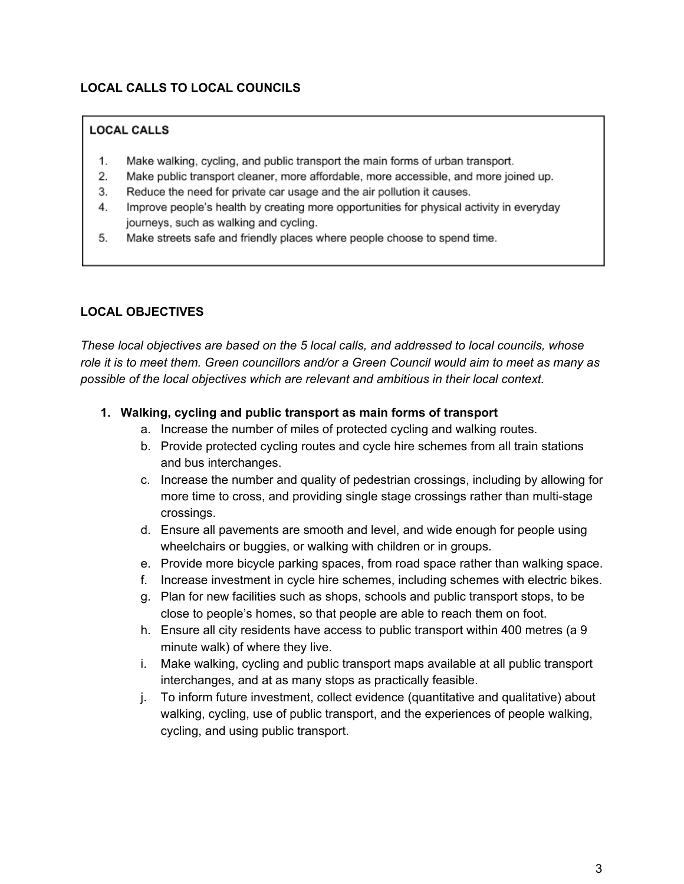**LOCAL CALLS TO LOCAL COUNCILS**

**LOCAL CALLS**

1. Make walking, cycling, and public transport the main forms of urban transport.
2. Make public transport cleaner, more affordable, more accessible, and more joined up.
3. Reduce the need for private car usage and the air pollution it causes.
4. Improve people's health by creating more opportunities for physical activity in everyday journeys, such as walking and cycling.
5. Make streets safe and friendly places where people choose to spend time.

**LOCAL OBJECTIVES**

*These local objectives are based on the 5 local calls, and addressed to local councils, whose role it is to meet them. Green councillors and/or a Green Council would aim to meet as many as possible of the local objectives which are relevant and ambitious in their local context.*

1. **Walking, cycling and public transport as main forms of transport**
   a. Increase the number of miles of protected cycling and walking routes.
   b. Provide protected cycling routes and cycle hire schemes from all train stations and bus interchanges.
   c. Increase the number and quality of pedestrian crossings, including by allowing for more time to cross, and providing single stage crossings rather than multi-stage crossings.
   d. Ensure all pavements are smooth and level, and wide enough for people using wheelchairs or buggies, or walking with children or in groups.
   e. Provide more bicycle parking spaces, from road space rather than walking space.
   f. Increase investment in cycle hire schemes, including schemes with electric bikes.
   g. Plan for new facilities such as shops, schools and public transport stops, to be close to people's homes, so that people are able to reach them on foot.
   h. Ensure all city residents have access to public transport within 400 metres (a 9 minute walk) of where they live.
   i. Make walking, cycling and public transport maps available at all public transport interchanges, and at as many stops as practically feasible.
   j. To inform future investment, collect evidence (quantitative and qualitative) about walking, cycling, use of public transport, and the experiences of people walking, cycling, and using public transport.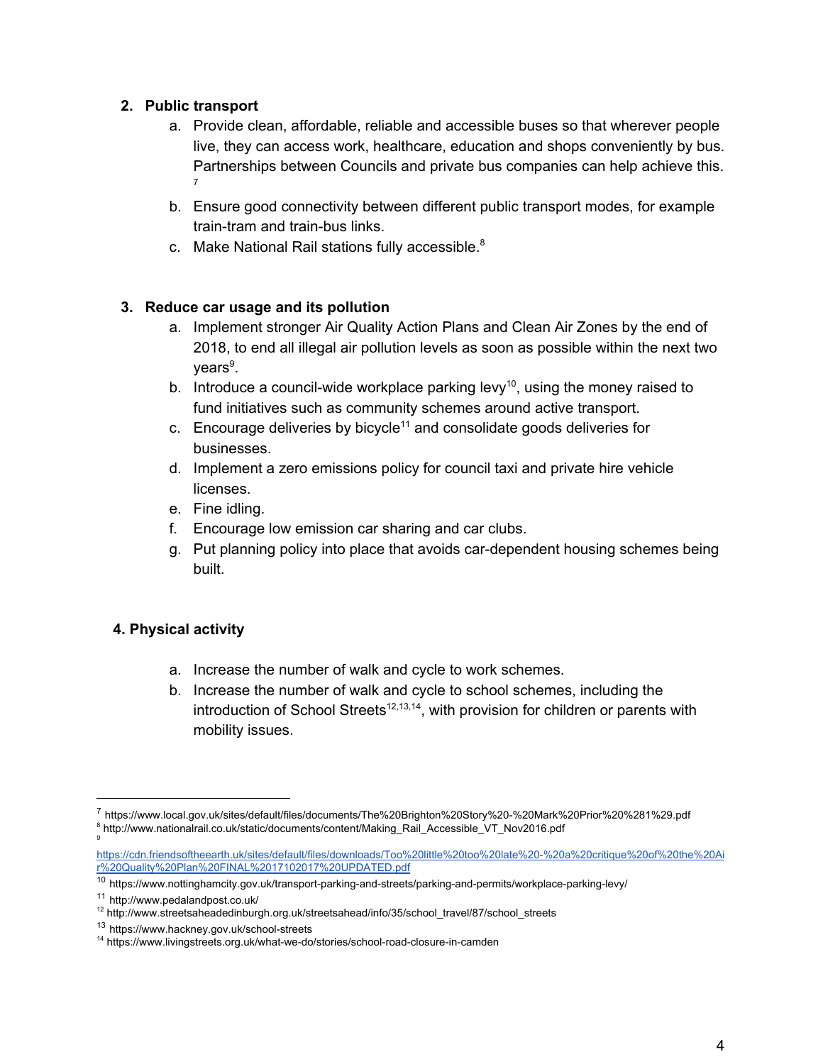2. **Public transport**
    a. Provide clean, affordable, reliable and accessible buses so that wherever people live, they can access work, healthcare, education and shops conveniently by bus. Partnerships between Councils and private bus companies can help achieve this. [7]
    b. Ensure good connectivity between different public transport modes, for example train-tram and train-bus links.
    c. Make National Rail stations fully accessible.[8]

3. **Reduce car usage and its pollution**
    a. Implement stronger Air Quality Action Plans and Clean Air Zones by the end of 2018, to end all illegal air pollution levels as soon as possible within the next two years[9].
    b. Introduce a council-wide workplace parking levy[10], using the money raised to fund initiatives such as community schemes around active transport.
    c. Encourage deliveries by bicycle[11] and consolidate goods deliveries for businesses.
    d. Implement a zero emissions policy for council taxi and private hire vehicle licenses.
    e. Fine idling.
    f. Encourage low emission car sharing and car clubs.
    g. Put planning policy into place that avoids car-dependent housing schemes being built.

**4. Physical activity**

a. Increase the number of walk and cycle to work schemes.
b. Increase the number of walk and cycle to school schemes, including the introduction of School Streets[12,13,14], with provision for children or parents with mobility issues.

---

[7] https://www.local.gov.uk/sites/default/files/documents/The%20Brighton%20Story%20-%20Mark%20Prior%20%281%29.pdf

[8] http://www.nationalrail.co.uk/static/documents/content/Making_Rail_Accessible_VT_Nov2016.pdf

[9] https://cdn.friendsoftheearth.uk/sites/default/files/downloads/Too%20little%20too%20late%20-%20a%20critique%20of%20the%20Air%20Quality%20Plan%20FINAL%2017102017%20UPDATED.pdf

[10] https://www.nottinghamcity.gov.uk/transport-parking-and-streets/parking-and-permits/workplace-parking-levy/

[11] http://www.pedalandpost.co.uk/

[12] http://www.streetsaheadedinburgh.org.uk/streetsahead/info/35/school_travel/87/school_streets

[13] https://www.hackney.gov.uk/school-streets

[14] https://www.livingstreets.org.uk/what-we-do/stories/school-road-closure-in-camden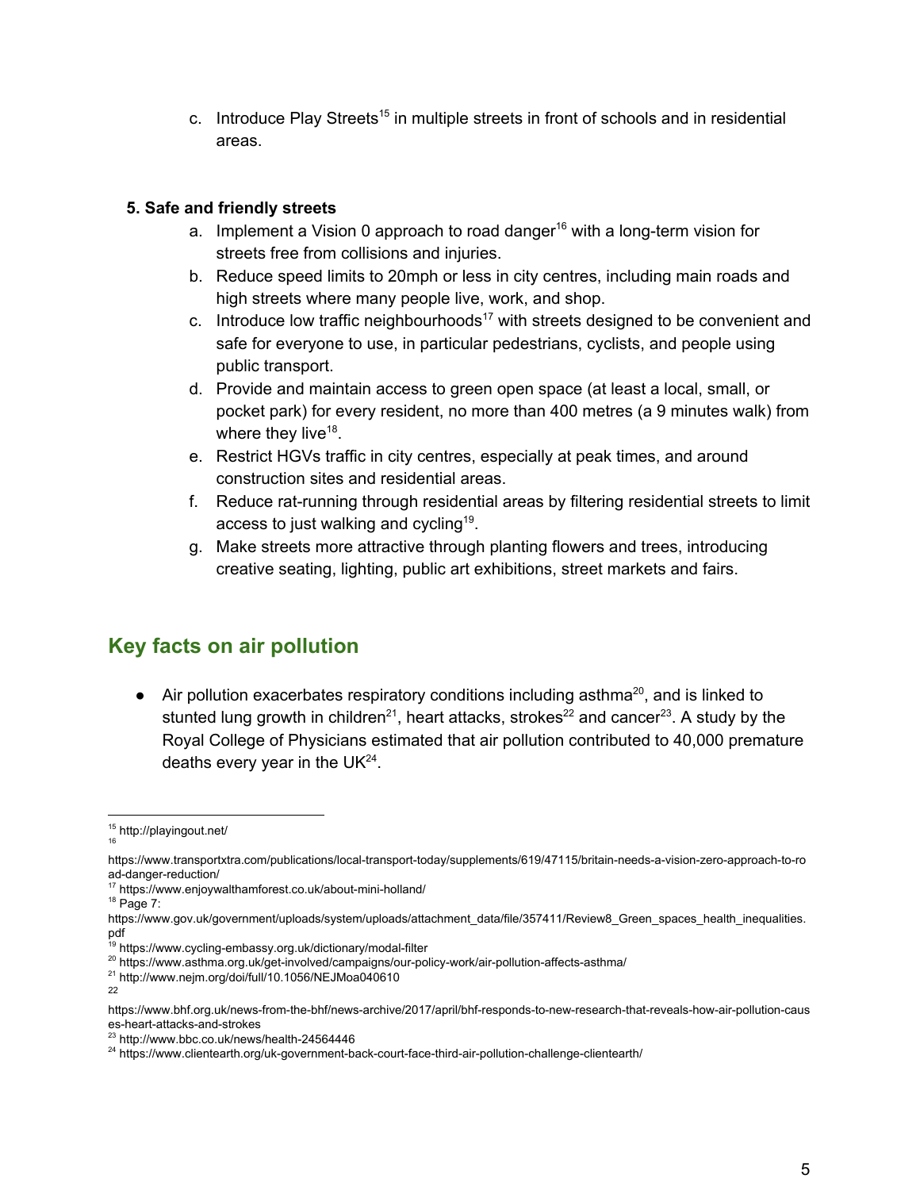c. Introduce Play Streets[15] in multiple streets in front of schools and in residential areas.

**5. Safe and friendly streets**

a. Implement a Vision 0 approach to road danger[16] with a long-term vision for streets free from collisions and injuries.
b. Reduce speed limits to 20mph or less in city centres, including main roads and high streets where many people live, work, and shop.
c. Introduce low traffic neighbourhoods[17] with streets designed to be convenient and safe for everyone to use, in particular pedestrians, cyclists, and people using public transport.
d. Provide and maintain access to green open space (at least a local, small, or pocket park) for every resident, no more than 400 metres (a 9 minutes walk) from where they live[18].
e. Restrict HGVs traffic in city centres, especially at peak times, and around construction sites and residential areas.
f. Reduce rat-running through residential areas by filtering residential streets to limit access to just walking and cycling[19].
g. Make streets more attractive through planting flowers and trees, introducing creative seating, lighting, public art exhibitions, street markets and fairs.

## Key facts on air pollution

- Air pollution exacerbates respiratory conditions including asthma[20], and is linked to stunted lung growth in children[21], heart attacks, strokes[22] and cancer[23]. A study by the Royal College of Physicians estimated that air pollution contributed to 40,000 premature deaths every year in the UK[24].

---

[15] http://playingout.net/

[16] https://www.transportxtra.com/publications/local-transport-today/supplements/619/47115/britain-needs-a-vision-zero-approach-to-road-danger-reduction/

[17] https://www.enjoywalthamforest.co.uk/about-mini-holland/

[18] Page 7: https://www.gov.uk/government/uploads/system/uploads/attachment_data/file/357411/Review8_Green_spaces_health_inequalities.pdf

[19] https://www.cycling-embassy.org.uk/dictionary/modal-filter

[20] https://www.asthma.org.uk/get-involved/campaigns/our-policy-work/air-pollution-affects-asthma/

[21] http://www.nejm.org/doi/full/10.1056/NEJMoa040610

[22] https://www.bhf.org.uk/news-from-the-bhf/news-archive/2017/april/bhf-responds-to-new-research-that-reveals-how-air-pollution-causes-heart-attacks-and-strokes

[23] http://www.bbc.co.uk/news/health-24564446

[24] https://www.clientearth.org/uk-government-back-court-face-third-air-pollution-challenge-clientearth/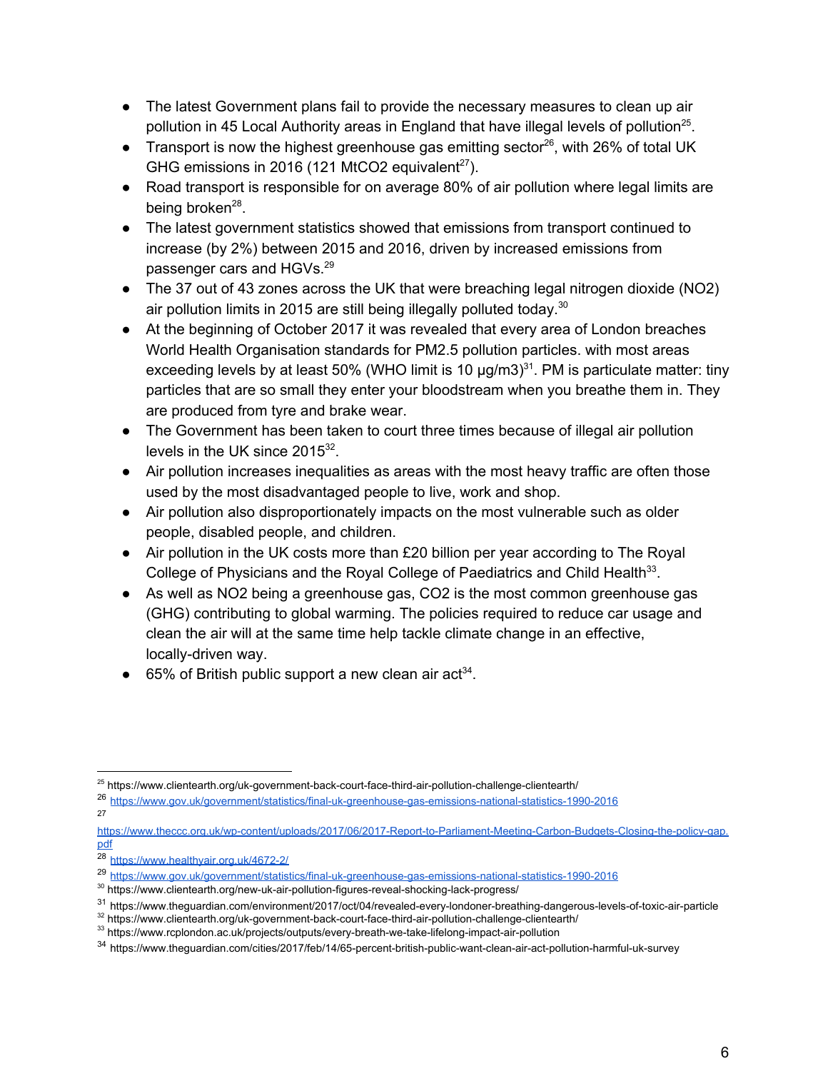- The latest Government plans fail to provide the necessary measures to clean up air pollution in 45 Local Authority areas in England that have illegal levels of pollution[25].
- Transport is now the highest greenhouse gas emitting sector[26], with 26% of total UK GHG emissions in 2016 (121 $MtCO_2$ equivalent[27]).
- Road transport is responsible for on average 80% of air pollution where legal limits are being broken[28].
- The latest government statistics showed that emissions from transport continued to increase (by 2%) between 2015 and 2016, driven by increased emissions from passenger cars and HGVs.[29]
- The 37 out of 43 zones across the UK that were breaching legal nitrogen dioxide ($NO_2$) air pollution limits in 2015 are still being illegally polluted today.[30]
- At the beginning of October 2017 it was revealed that every area of London breaches World Health Organisation standards for PM2.5 pollution particles. with most areas exceeding levels by at least 50% (WHO limit is 10 μg/m3)[31]. PM is particulate matter: tiny particles that are so small they enter your bloodstream when you breathe them in. They are produced from tyre and brake wear.
- The Government has been taken to court three times because of illegal air pollution levels in the UK since 2015[32].
- Air pollution increases inequalities as areas with the most heavy traffic are often those used by the most disadvantaged people to live, work and shop.
- Air pollution also disproportionately impacts on the most vulnerable such as older people, disabled people, and children.
- Air pollution in the UK costs more than £20 billion per year according to The Royal College of Physicians and the Royal College of Paediatrics and Child Health[33].
- As well as $NO_2$ being a greenhouse gas, $CO_2$ is the most common greenhouse gas (GHG) contributing to global warming. The policies required to reduce car usage and clean the air will at the same time help tackle climate change in an effective, locally-driven way.
- 65% of British public support a new clean air act[34].

---

[25] https://www.clientearth.org/uk-government-back-court-face-third-air-pollution-challenge-clientearth/

[26] https://www.gov.uk/government/statistics/final-uk-greenhouse-gas-emissions-national-statistics-1990-2016

[27] https://www.theccc.org.uk/wp-content/uploads/2017/06/2017-Report-to-Parliament-Meeting-Carbon-Budgets-Closing-the-policy-gap.pdf

[28] https://www.healthyair.org.uk/4672-2/

[29] https://www.gov.uk/government/statistics/final-uk-greenhouse-gas-emissions-national-statistics-1990-2016

[30] https://www.clientearth.org/new-uk-air-pollution-figures-reveal-shocking-lack-progress/

[31] https://www.theguardian.com/environment/2017/oct/04/revealed-every-londoner-breathing-dangerous-levels-of-toxic-air-particle

[32] https://www.clientearth.org/uk-government-back-court-face-third-air-pollution-challenge-clientearth/

[33] https://www.rcplondon.ac.uk/projects/outputs/every-breath-we-take-lifelong-impact-air-pollution

[34] https://www.theguardian.com/cities/2017/feb/14/65-percent-british-public-want-clean-air-act-pollution-harmful-uk-survey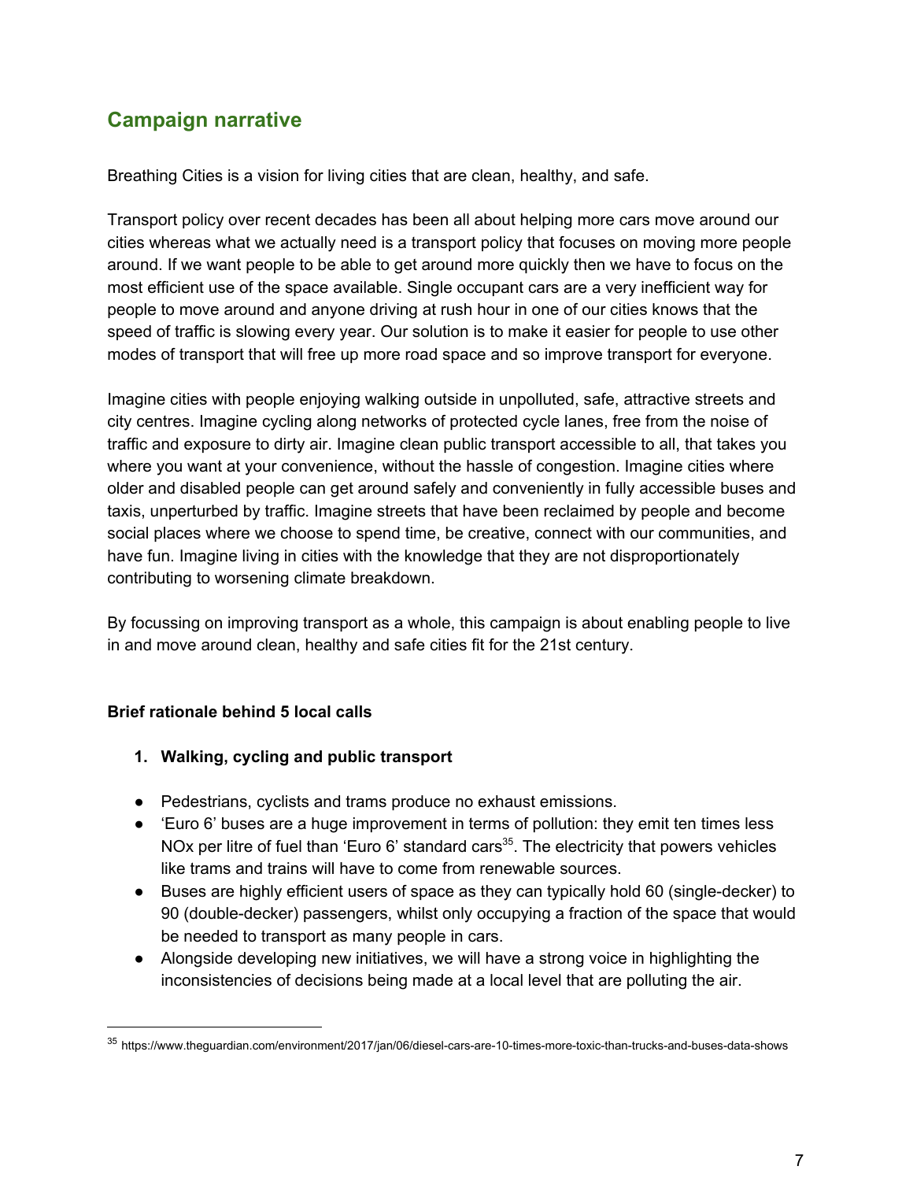## Campaign narrative

Breathing Cities is a vision for living cities that are clean, healthy, and safe.

Transport policy over recent decades has been all about helping more cars move around our cities whereas what we actually need is a transport policy that focuses on moving more people around. If we want people to be able to get around more quickly then we have to focus on the most efficient use of the space available. Single occupant cars are a very inefficient way for people to move around and anyone driving at rush hour in one of our cities knows that the speed of traffic is slowing every year. Our solution is to make it easier for people to use other modes of transport that will free up more road space and so improve transport for everyone.

Imagine cities with people enjoying walking outside in unpolluted, safe, attractive streets and city centres. Imagine cycling along networks of protected cycle lanes, free from the noise of traffic and exposure to dirty air. Imagine clean public transport accessible to all, that takes you where you want at your convenience, without the hassle of congestion. Imagine cities where older and disabled people can get around safely and conveniently in fully accessible buses and taxis, unperturbed by traffic. Imagine streets that have been reclaimed by people and become social places where we choose to spend time, be creative, connect with our communities, and have fun. Imagine living in cities with the knowledge that they are not disproportionately contributing to worsening climate breakdown.

By focussing on improving transport as a whole, this campaign is about enabling people to live in and move around clean, healthy and safe cities fit for the 21st century.

**Brief rationale behind 5 local calls**

1. **Walking, cycling and public transport**

- Pedestrians, cyclists and trams produce no exhaust emissions.
- 'Euro 6' buses are a huge improvement in terms of pollution: they emit ten times less NOx per litre of fuel than 'Euro 6' standard cars[35]. The electricity that powers vehicles like trams and trains will have to come from renewable sources.
- Buses are highly efficient users of space as they can typically hold 60 (single-decker) to 90 (double-decker) passengers, whilst only occupying a fraction of the space that would be needed to transport as many people in cars.
- Alongside developing new initiatives, we will have a strong voice in highlighting the inconsistencies of decisions being made at a local level that are polluting the air.

[35] https://www.theguardian.com/environment/2017/jan/06/diesel-cars-are-10-times-more-toxic-than-trucks-and-buses-data-shows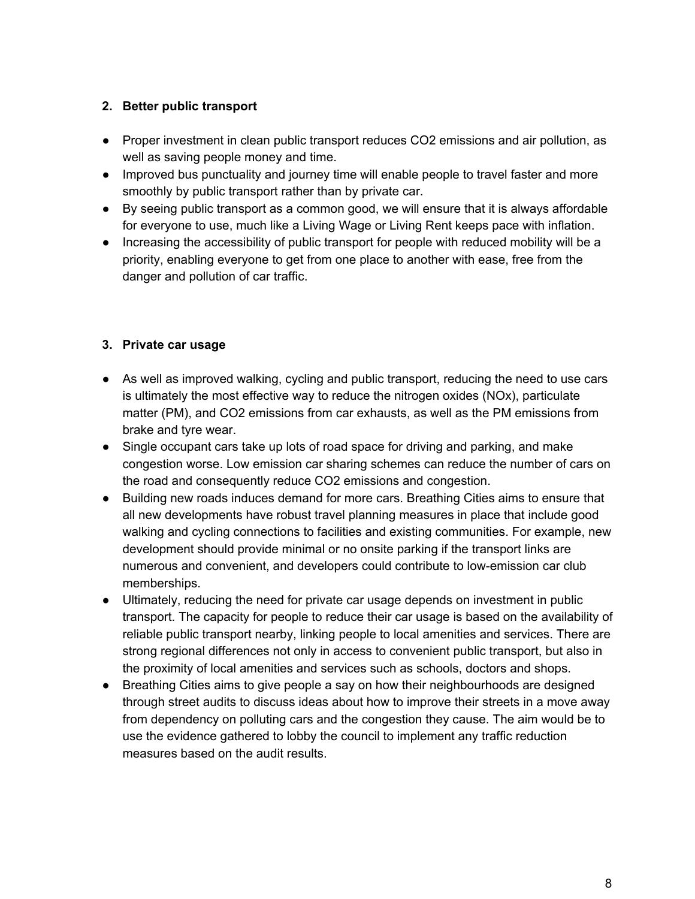2. **Better public transport**

- Proper investment in clean public transport reduces $CO_2$ emissions and air pollution, as well as saving people money and time.
- Improved bus punctuality and journey time will enable people to travel faster and more smoothly by public transport rather than by private car.
- By seeing public transport as a common good, we will ensure that it is always affordable for everyone to use, much like a Living Wage or Living Rent keeps pace with inflation.
- Increasing the accessibility of public transport for people with reduced mobility will be a priority, enabling everyone to get from one place to another with ease, free from the danger and pollution of car traffic.

3. **Private car usage**

- As well as improved walking, cycling and public transport, reducing the need to use cars is ultimately the most effective way to reduce the nitrogen oxides ($NO_x$), particulate matter (PM), and $CO_2$ emissions from car exhausts, as well as the PM emissions from brake and tyre wear.
- Single occupant cars take up lots of road space for driving and parking, and make congestion worse. Low emission car sharing schemes can reduce the number of cars on the road and consequently reduce $CO_2$ emissions and congestion.
- Building new roads induces demand for more cars. Breathing Cities aims to ensure that all new developments have robust travel planning measures in place that include good walking and cycling connections to facilities and existing communities. For example, new development should provide minimal or no onsite parking if the transport links are numerous and convenient, and developers could contribute to low-emission car club memberships.
- Ultimately, reducing the need for private car usage depends on investment in public transport. The capacity for people to reduce their car usage is based on the availability of reliable public transport nearby, linking people to local amenities and services. There are strong regional differences not only in access to convenient public transport, but also in the proximity of local amenities and services such as schools, doctors and shops.
- Breathing Cities aims to give people a say on how their neighbourhoods are designed through street audits to discuss ideas about how to improve their streets in a move away from dependency on polluting cars and the congestion they cause. The aim would be to use the evidence gathered to lobby the council to implement any traffic reduction measures based on the audit results.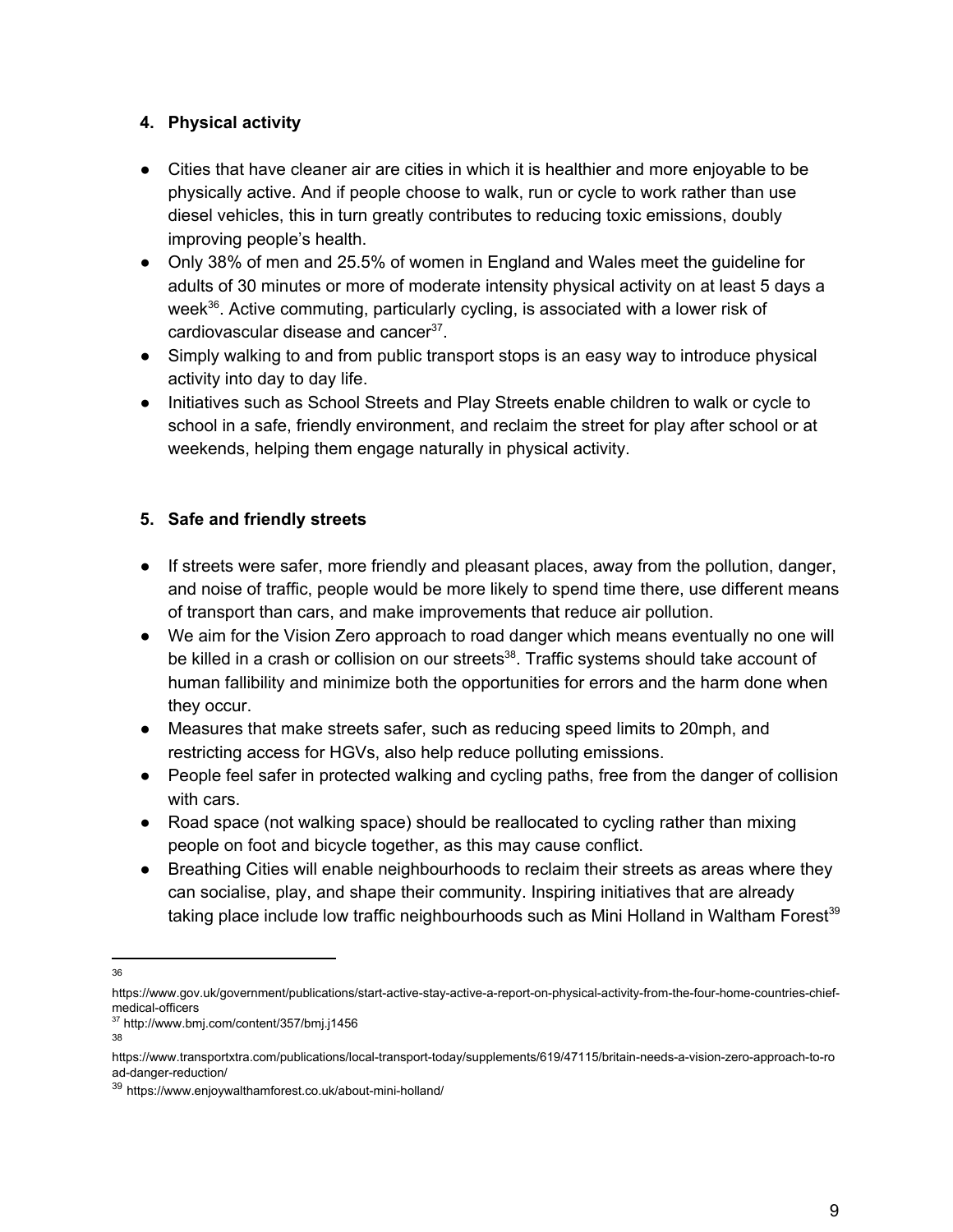#### 4. Physical activity

- Cities that have cleaner air are cities in which it is healthier and more enjoyable to be physically active. And if people choose to walk, run or cycle to work rather than use diesel vehicles, this in turn greatly contributes to reducing toxic emissions, doubly improving people's health.
- Only 38% of men and 25.5% of women in England and Wales meet the guideline for adults of 30 minutes or more of moderate intensity physical activity on at least 5 days a week[36]. Active commuting, particularly cycling, is associated with a lower risk of cardiovascular disease and cancer[37].
- Simply walking to and from public transport stops is an easy way to introduce physical activity into day to day life.
- Initiatives such as School Streets and Play Streets enable children to walk or cycle to school in a safe, friendly environment, and reclaim the street for play after school or at weekends, helping them engage naturally in physical activity.

#### 5. Safe and friendly streets

- If streets were safer, more friendly and pleasant places, away from the pollution, danger, and noise of traffic, people would be more likely to spend time there, use different means of transport than cars, and make improvements that reduce air pollution.
- We aim for the Vision Zero approach to road danger which means eventually no one will be killed in a crash or collision on our streets[38]. Traffic systems should take account of human fallibility and minimize both the opportunities for errors and the harm done when they occur.
- Measures that make streets safer, such as reducing speed limits to 20mph, and restricting access for HGVs, also help reduce polluting emissions.
- People feel safer in protected walking and cycling paths, free from the danger of collision with cars.
- Road space (not walking space) should be reallocated to cycling rather than mixing people on foot and bicycle together, as this may cause conflict.
- Breathing Cities will enable neighbourhoods to reclaim their streets as areas where they can socialise, play, and shape their community. Inspiring initiatives that are already taking place include low traffic neighbourhoods such as Mini Holland in Waltham Forest[39]

---

[36] https://www.gov.uk/government/publications/start-active-stay-active-a-report-on-physical-activity-from-the-four-home-countries-chief-medical-officers

[37] http://www.bmj.com/content/357/bmj.j1456

[38] https://www.transportxtra.com/publications/local-transport-today/supplements/619/47115/britain-needs-a-vision-zero-approach-to-road-danger-reduction/

[39] https://www.enjoywalthamforest.co.uk/about-mini-holland/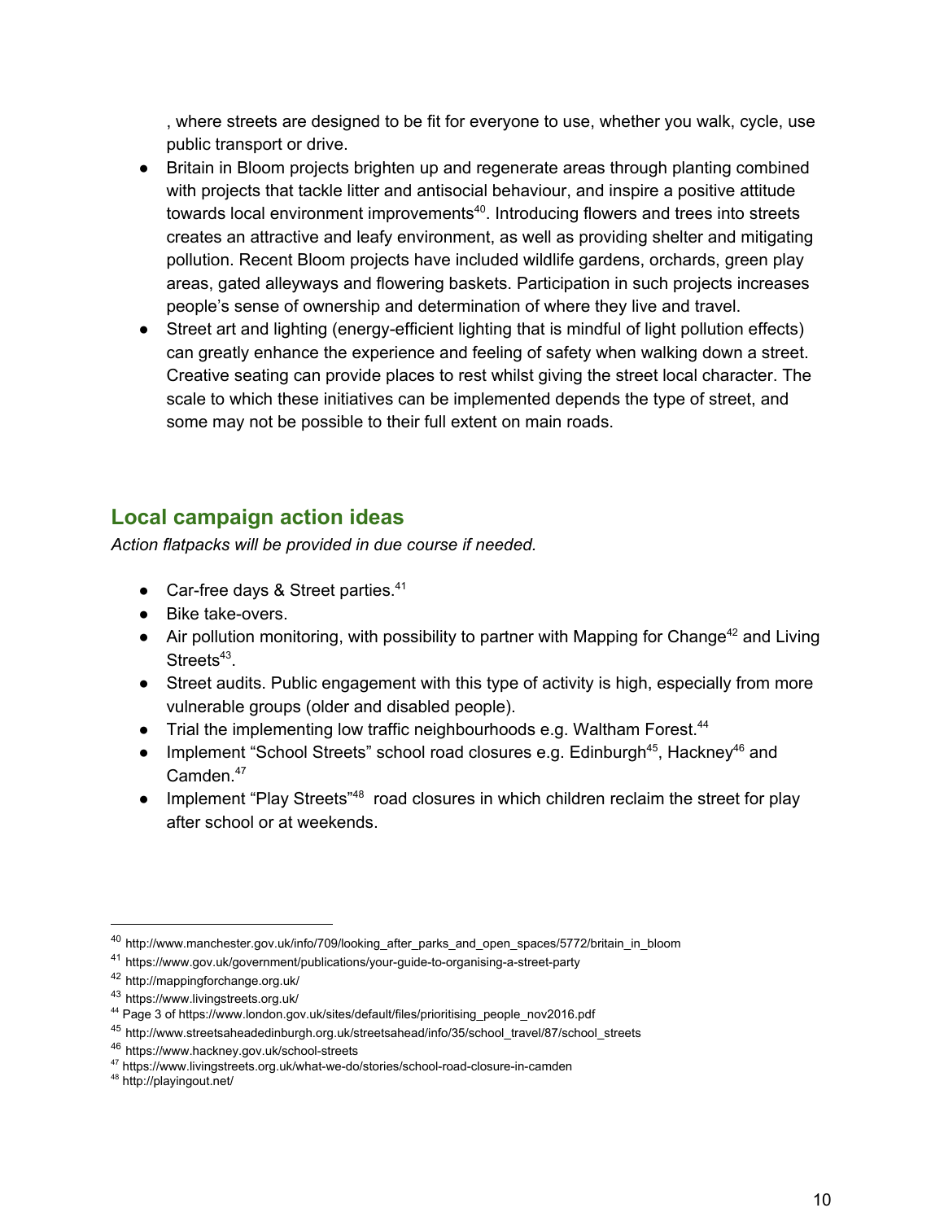, where streets are designed to be fit for everyone to use, whether you walk, cycle, use public transport or drive.

- Britain in Bloom projects brighten up and regenerate areas through planting combined with projects that tackle litter and antisocial behaviour, and inspire a positive attitude towards local environment improvements[40]. Introducing flowers and trees into streets creates an attractive and leafy environment, as well as providing shelter and mitigating pollution. Recent Bloom projects have included wildlife gardens, orchards, green play areas, gated alleyways and flowering baskets. Participation in such projects increases people's sense of ownership and determination of where they live and travel.
- Street art and lighting (energy-efficient lighting that is mindful of light pollution effects) can greatly enhance the experience and feeling of safety when walking down a street. Creative seating can provide places to rest whilst giving the street local character. The scale to which these initiatives can be implemented depends the type of street, and some may not be possible to their full extent on main roads.

## Local campaign action ideas

*Action flatpacks will be provided in due course if needed.*

- Car-free days & Street parties.[41]
- Bike take-overs.
- Air pollution monitoring, with possibility to partner with Mapping for Change[42] and Living Streets[43].
- Street audits. Public engagement with this type of activity is high, especially from more vulnerable groups (older and disabled people).
- Trial the implementing low traffic neighbourhoods e.g. Waltham Forest.[44]
- Implement "School Streets" school road closures e.g. Edinburgh[45], Hackney[46] and Camden.[47]
- Implement "Play Streets"[48] road closures in which children reclaim the street for play after school or at weekends.

---

[40] http://www.manchester.gov.uk/info/709/looking_after_parks_and_open_spaces/5772/britain_in_bloom

[41] https://www.gov.uk/government/publications/your-guide-to-organising-a-street-party

[42] http://mappingforchange.org.uk/

[43] https://www.livingstreets.org.uk/

[44] Page 3 of https://www.london.gov.uk/sites/default/files/prioritising_people_nov2016.pdf

[45] http://www.streetsaheadedinburgh.org.uk/streetsahead/info/35/school_travel/87/school_streets

[46] https://www.hackney.gov.uk/school-streets

[47] https://www.livingstreets.org.uk/what-we-do/stories/school-road-closure-in-camden

[48] http://playingout.net/